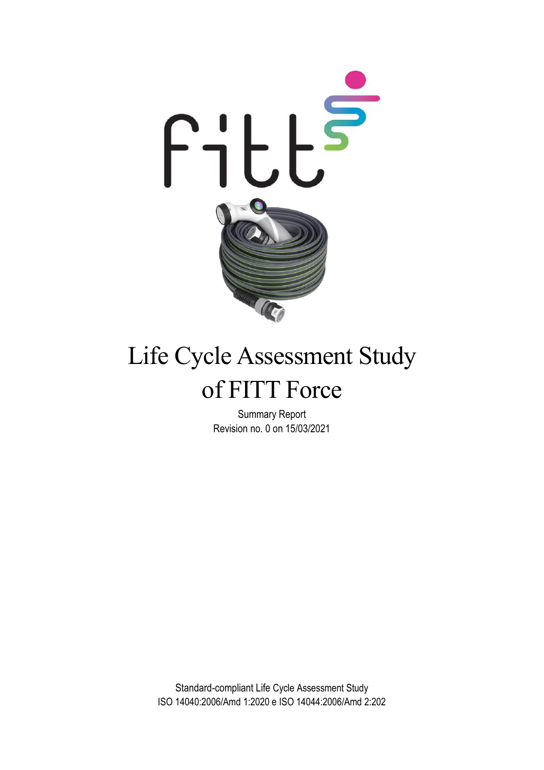fitt

# Life Cycle Assessment Study of FITT Force

Summary Report

Revision no. 0 on 15/03/2021

Standard-compliant Life Cycle Assessment Study

ISO 14040:2006/Amd 1:2020 e ISO 14044:2006/Amd 2:202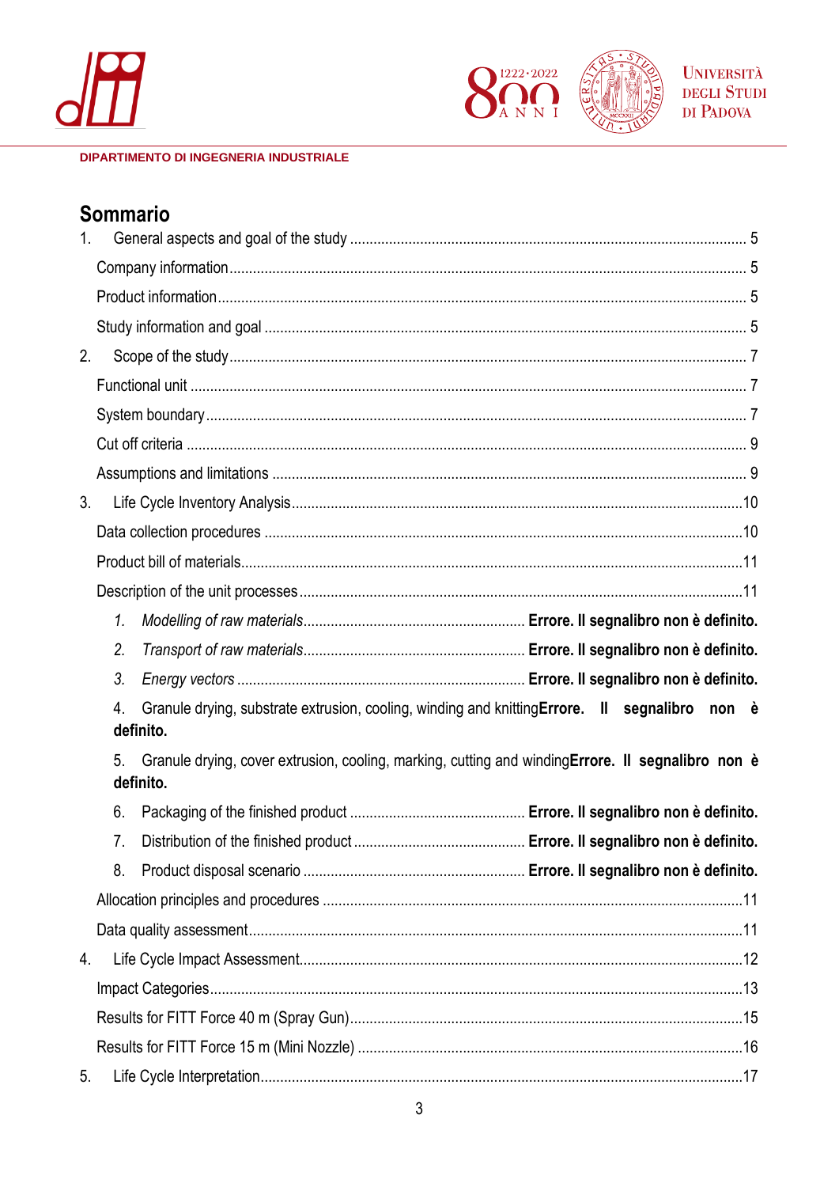DIPARTIMENTO DI INGEGNERIA INDUSTRIALE

## Sommario

1. General aspects and goal of the study .................................................. 5
   - Company information .................................................. 5
   - Product information .................................................. 5
   - Study information and goal .................................................. 5
2. Scope of the study .................................................. 7
   - Functional unit .................................................. 7
   - System boundary .................................................. 7
   - Cut off criteria .................................................. 9
   - Assumptions and limitations .................................................. 9
3. Life Cycle Inventory Analysis .................................................. 10
   - Data collection procedures .................................................. 10
   - Product bill of materials .................................................. 11
   - Description of the unit processes .................................................. 11
     1. *Modelling of raw materials* .................................................. **Errore. Il segnalibro non è definito.**
     2. *Transport of raw materials* .................................................. **Errore. Il segnalibro non è definito.**
     3. *Energy vectors* .................................................. **Errore. Il segnalibro non è definito.**
     4. Granule drying, substrate extrusion, cooling, winding and knitting **Errore. Il segnalibro non è definito.**
     5. Granule drying, cover extrusion, cooling, marking, cutting and winding **Errore. Il segnalibro non è definito.**
     6. Packaging of the finished product .................................................. **Errore. Il segnalibro non è definito.**
     7. Distribution of the finished product .................................................. **Errore. Il segnalibro non è definito.**
     8. Product disposal scenario .................................................. **Errore. Il segnalibro non è definito.**
   - Allocation principles and procedures .................................................. 11
   - Data quality assessment .................................................. 11
4. Life Cycle Impact Assessment .................................................. 12
   - Impact Categories .................................................. 13
   - Results for FITT Force 40 m (Spray Gun) .................................................. 15
   - Results for FITT Force 15 m (Mini Nozzle) .................................................. 16
5. Life Cycle Interpretation .................................................. 17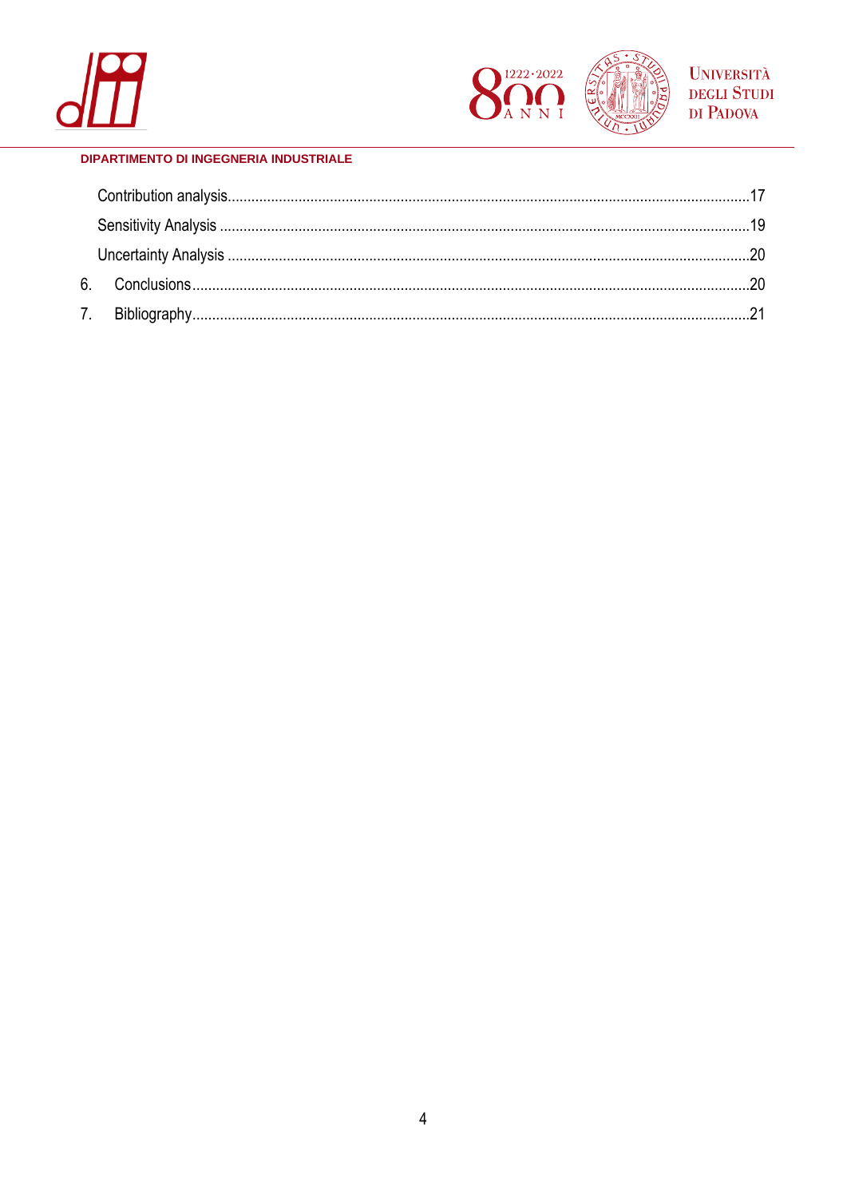Contribution analysis.....17
Sensitivity Analysis .....19
Uncertainty Analysis .....20

6. Conclusions.....20
7. Bibliography.....21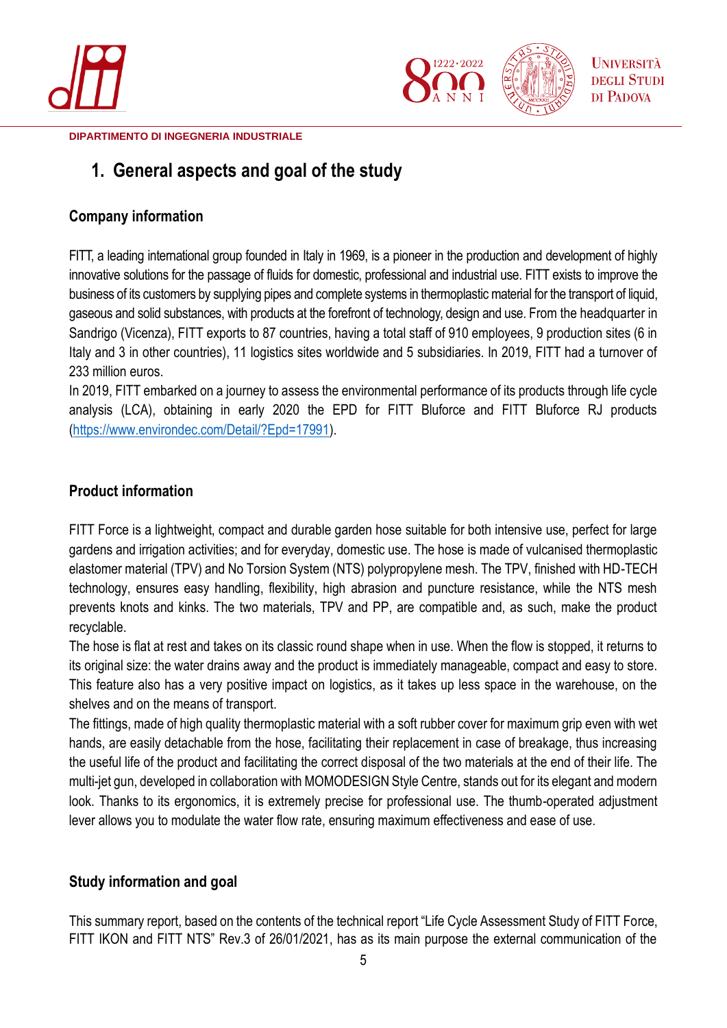# 1. General aspects and goal of the study

## Company information

FITT, a leading international group founded in Italy in 1969, is a pioneer in the production and development of highly innovative solutions for the passage of fluids for domestic, professional and industrial use. FITT exists to improve the business of its customers by supplying pipes and complete systems in thermoplastic material for the transport of liquid, gaseous and solid substances, with products at the forefront of technology, design and use. From the headquarter in Sandrigo (Vicenza), FITT exports to 87 countries, having a total staff of 910 employees, 9 production sites (6 in Italy and 3 in other countries), 11 logistics sites worldwide and 5 subsidiaries. In 2019, FITT had a turnover of 233 million euros.

In 2019, FITT embarked on a journey to assess the environmental performance of its products through life cycle analysis (LCA), obtaining in early 2020 the EPD for FITT Bluforce and FITT Bluforce RJ products (https://www.environdec.com/Detail/?Epd=17991).

## Product information

FITT Force is a lightweight, compact and durable garden hose suitable for both intensive use, perfect for large gardens and irrigation activities; and for everyday, domestic use. The hose is made of vulcanised thermoplastic elastomer material (TPV) and No Torsion System (NTS) polypropylene mesh. The TPV, finished with HD-TECH technology, ensures easy handling, flexibility, high abrasion and puncture resistance, while the NTS mesh prevents knots and kinks. The two materials, TPV and PP, are compatible and, as such, make the product recyclable.

The hose is flat at rest and takes on its classic round shape when in use. When the flow is stopped, it returns to its original size: the water drains away and the product is immediately manageable, compact and easy to store. This feature also has a very positive impact on logistics, as it takes up less space in the warehouse, on the shelves and on the means of transport.

The fittings, made of high quality thermoplastic material with a soft rubber cover for maximum grip even with wet hands, are easily detachable from the hose, facilitating their replacement in case of breakage, thus increasing the useful life of the product and facilitating the correct disposal of the two materials at the end of their life. The multi-jet gun, developed in collaboration with MOMODESIGN Style Centre, stands out for its elegant and modern look. Thanks to its ergonomics, it is extremely precise for professional use. The thumb-operated adjustment lever allows you to modulate the water flow rate, ensuring maximum effectiveness and ease of use.

## Study information and goal

This summary report, based on the contents of the technical report "Life Cycle Assessment Study of FITT Force, FITT IKON and FITT NTS" Rev.3 of 26/01/2021, has as its main purpose the external communication of the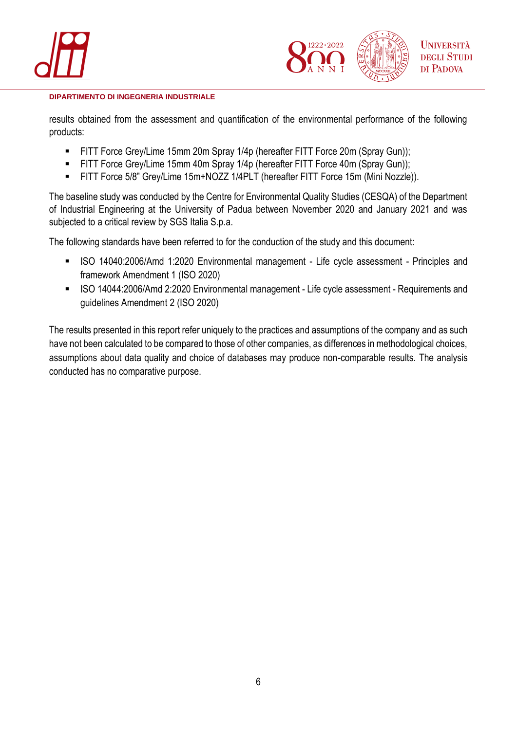results obtained from the assessment and quantification of the environmental performance of the following products:

- FITT Force Grey/Lime 15mm 20m Spray 1/4p (hereafter FITT Force 20m (Spray Gun));
- FITT Force Grey/Lime 15mm 40m Spray 1/4p (hereafter FITT Force 40m (Spray Gun));
- FITT Force 5/8" Grey/Lime 15m+NOZZ 1/4PLT (hereafter FITT Force 15m (Mini Nozzle)).

The baseline study was conducted by the Centre for Environmental Quality Studies (CESQA) of the Department of Industrial Engineering at the University of Padua between November 2020 and January 2021 and was subjected to a critical review by SGS Italia S.p.a.

The following standards have been referred to for the conduction of the study and this document:

- ISO 14040:2006/Amd 1:2020 Environmental management - Life cycle assessment - Principles and framework Amendment 1 (ISO 2020)
- ISO 14044:2006/Amd 2:2020 Environmental management - Life cycle assessment - Requirements and guidelines Amendment 2 (ISO 2020)

The results presented in this report refer uniquely to the practices and assumptions of the company and as such have not been calculated to be compared to those of other companies, as differences in methodological choices, assumptions about data quality and choice of databases may produce non-comparable results. The analysis conducted has no comparative purpose.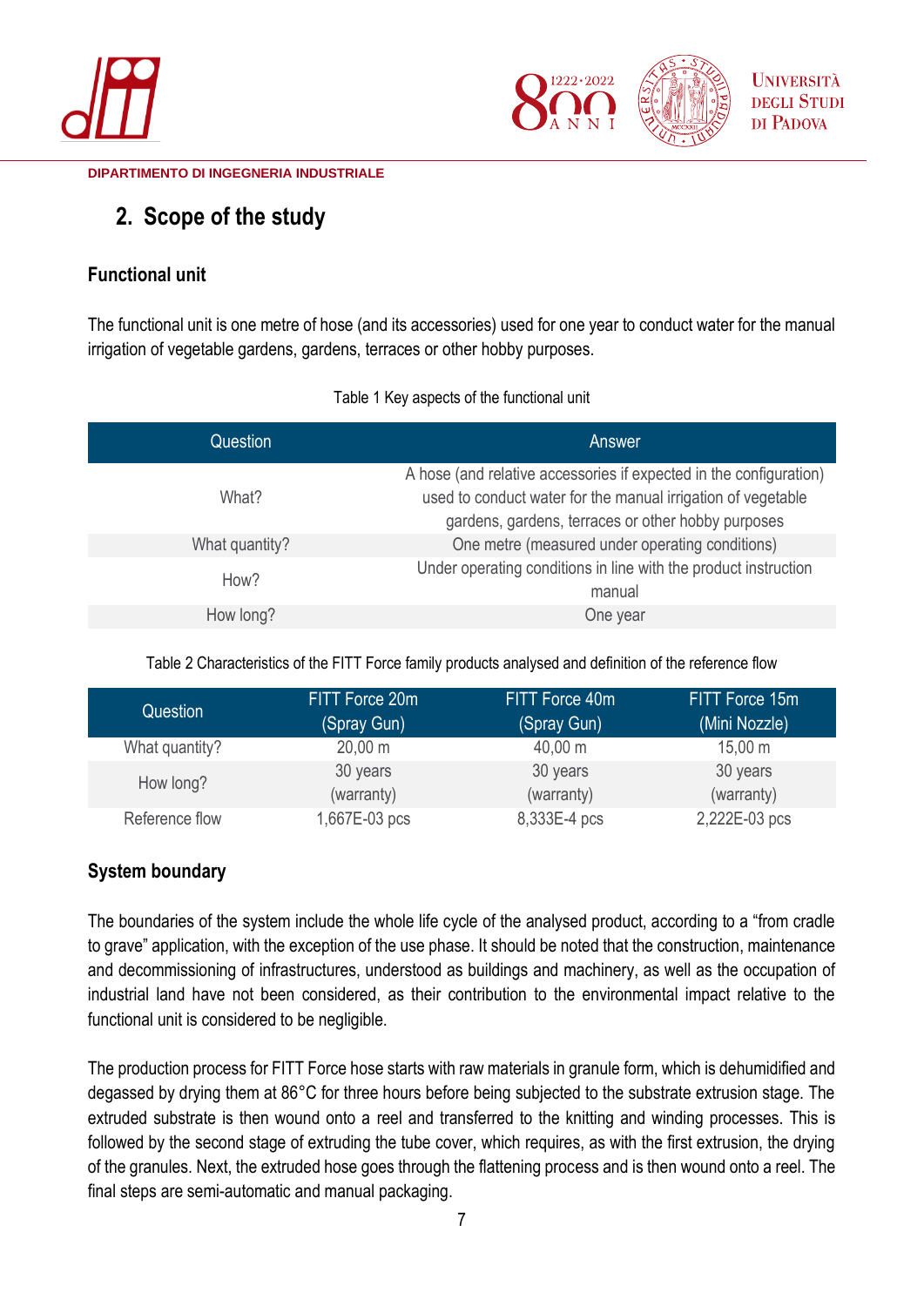## 2. Scope of the study

### Functional unit

The functional unit is one metre of hose (and its accessories) used for one year to conduct water for the manual irrigation of vegetable gardens, gardens, terraces or other hobby purposes.

Table 1 Key aspects of the functional unit

| Question | Answer |
|---|---|
| What? | A hose (and relative accessories if expected in the configuration) used to conduct water for the manual irrigation of vegetable gardens, gardens, terraces or other hobby purposes |
| What quantity? | One metre (measured under operating conditions) |
| How? | Under operating conditions in line with the product instruction manual |
| How long? | One year |

Table 2 Characteristics of the FITT Force family products analysed and definition of the reference flow

| Question | FITT Force 20m (Spray Gun) | FITT Force 40m (Spray Gun) | FITT Force 15m (Mini Nozzle) |
|---|---|---|---|
| What quantity? | 20,00 m | 40,00 m | 15,00 m |
| How long? | 30 years (warranty) | 30 years (warranty) | 30 years (warranty) |
| Reference flow | 1,667E-03 pcs | 8,333E-4 pcs | 2,222E-03 pcs |

### System boundary

The boundaries of the system include the whole life cycle of the analysed product, according to a “from cradle to grave” application, with the exception of the use phase. It should be noted that the construction, maintenance and decommissioning of infrastructures, understood as buildings and machinery, as well as the occupation of industrial land have not been considered, as their contribution to the environmental impact relative to the functional unit is considered to be negligible.

The production process for FITT Force hose starts with raw materials in granule form, which is dehumidified and degassed by drying them at 86°C for three hours before being subjected to the substrate extrusion stage. The extruded substrate is then wound onto a reel and transferred to the knitting and winding processes. This is followed by the second stage of extruding the tube cover, which requires, as with the first extrusion, the drying of the granules. Next, the extruded hose goes through the flattening process and is then wound onto a reel. The final steps are semi-automatic and manual packaging.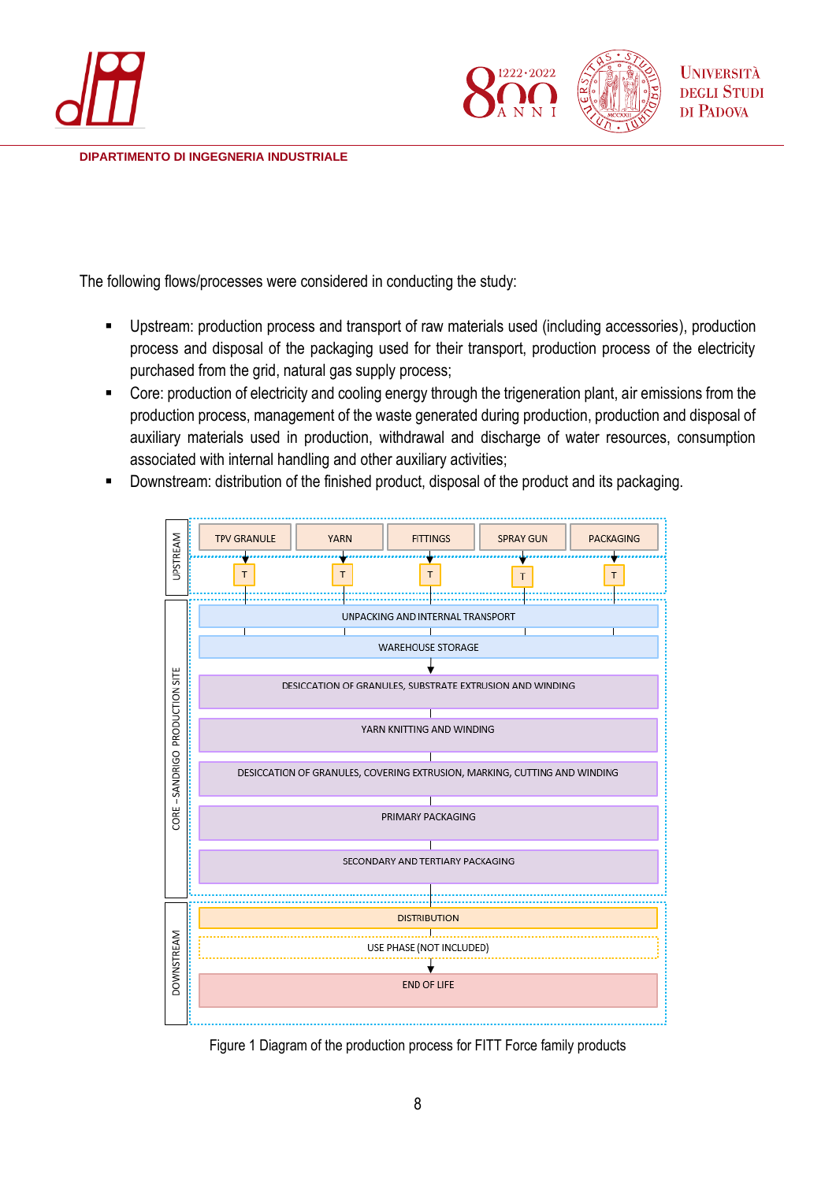The following flows/processes were considered in conducting the study:

- Upstream: production process and transport of raw materials used (including accessories), production process and disposal of the packaging used for their transport, production process of the electricity purchased from the grid, natural gas supply process;
- Core: production of electricity and cooling energy through the trigeneration plant, air emissions from the production process, management of the waste generated during production, production and disposal of auxiliary materials used in production, withdrawal and discharge of water resources, consumption associated with internal handling and other auxiliary activities;
- Downstream: distribution of the finished product, disposal of the product and its packaging.

UPSTREAM: TPV GRANULE, YARN, FITTINGS, SPRAY GUN, PACKAGING → T

CORE – SANDRIGO PRODUCTION SITE: UNPACKING AND INTERNAL TRANSPORT → WAREHOUSE STORAGE → DESICCATION OF GRANULES, SUBSTRATE EXTRUSION AND WINDING → YARN KNITTING AND WINDING → DESICCATION OF GRANULES, COVERING EXTRUSION, MARKING, CUTTING AND WINDING → PRIMARY PACKAGING → SECONDARY AND TERTIARY PACKAGING

DOWNSTREAM: DISTRIBUTION → USE PHASE (NOT INCLUDED) → END OF LIFE

Figure 1 Diagram of the production process for FITT Force family products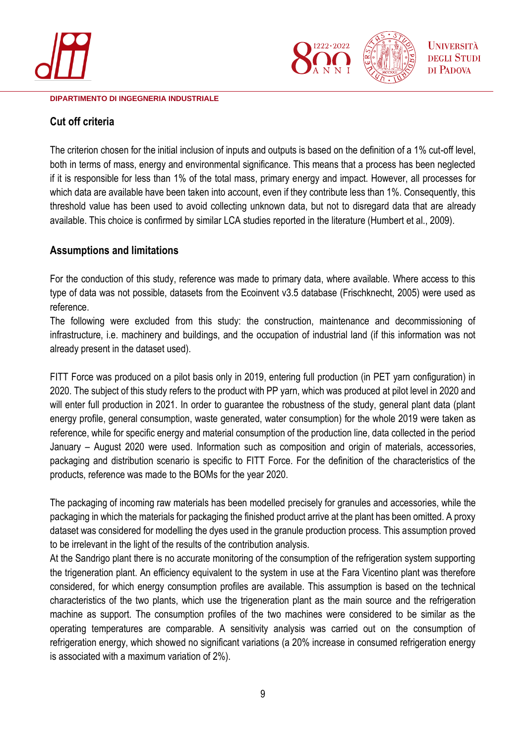## Cut off criteria

The criterion chosen for the initial inclusion of inputs and outputs is based on the definition of a 1% cut-off level, both in terms of mass, energy and environmental significance. This means that a process has been neglected if it is responsible for less than 1% of the total mass, primary energy and impact. However, all processes for which data are available have been taken into account, even if they contribute less than 1%. Consequently, this threshold value has been used to avoid collecting unknown data, but not to disregard data that are already available. This choice is confirmed by similar LCA studies reported in the literature (Humbert et al., 2009).

## Assumptions and limitations

For the conduction of this study, reference was made to primary data, where available. Where access to this type of data was not possible, datasets from the Ecoinvent v3.5 database (Frischknecht, 2005) were used as reference.

The following were excluded from this study: the construction, maintenance and decommissioning of infrastructure, i.e. machinery and buildings, and the occupation of industrial land (if this information was not already present in the dataset used).

FITT Force was produced on a pilot basis only in 2019, entering full production (in PET yarn configuration) in 2020. The subject of this study refers to the product with PP yarn, which was produced at pilot level in 2020 and will enter full production in 2021. In order to guarantee the robustness of the study, general plant data (plant energy profile, general consumption, waste generated, water consumption) for the whole 2019 were taken as reference, while for specific energy and material consumption of the production line, data collected in the period January – August 2020 were used. Information such as composition and origin of materials, accessories, packaging and distribution scenario is specific to FITT Force. For the definition of the characteristics of the products, reference was made to the BOMs for the year 2020.

The packaging of incoming raw materials has been modelled precisely for granules and accessories, while the packaging in which the materials for packaging the finished product arrive at the plant has been omitted. A proxy dataset was considered for modelling the dyes used in the granule production process. This assumption proved to be irrelevant in the light of the results of the contribution analysis.

At the Sandrigo plant there is no accurate monitoring of the consumption of the refrigeration system supporting the trigeneration plant. An efficiency equivalent to the system in use at the Fara Vicentino plant was therefore considered, for which energy consumption profiles are available. This assumption is based on the technical characteristics of the two plants, which use the trigeneration plant as the main source and the refrigeration machine as support. The consumption profiles of the two machines were considered to be similar as the operating temperatures are comparable. A sensitivity analysis was carried out on the consumption of refrigeration energy, which showed no significant variations (a 20% increase in consumed refrigeration energy is associated with a maximum variation of 2%).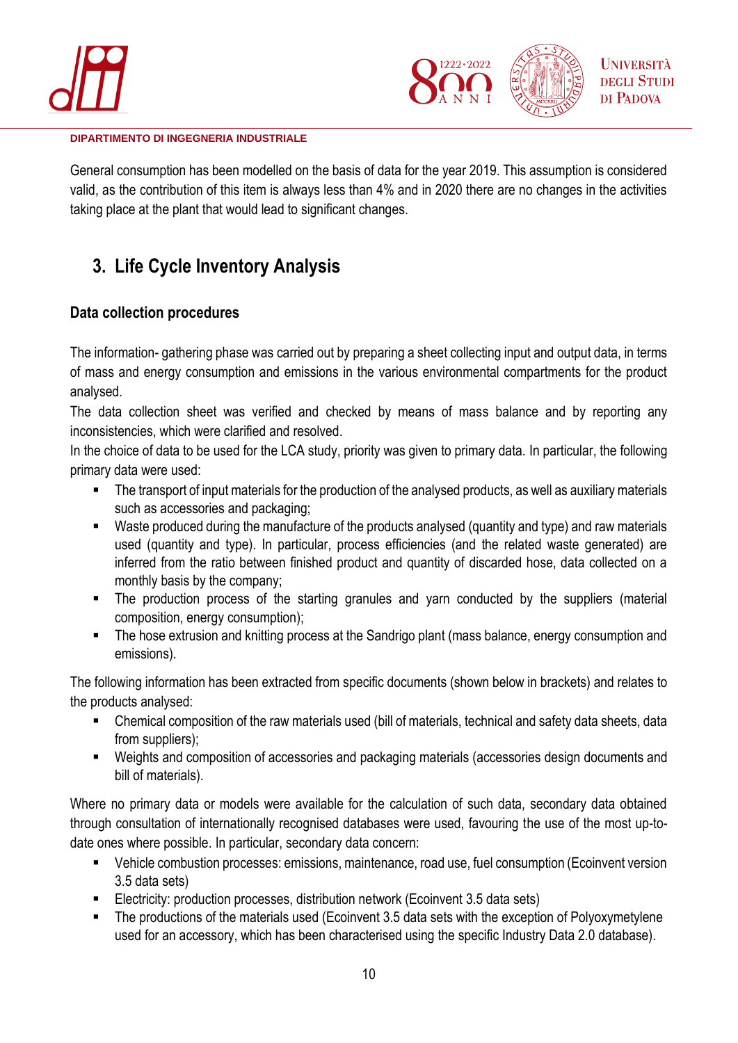General consumption has been modelled on the basis of data for the year 2019. This assumption is considered valid, as the contribution of this item is always less than 4% and in 2020 there are no changes in the activities taking place at the plant that would lead to significant changes.

# 3. Life Cycle Inventory Analysis

### Data collection procedures

The information- gathering phase was carried out by preparing a sheet collecting input and output data, in terms of mass and energy consumption and emissions in the various environmental compartments for the product analysed.

The data collection sheet was verified and checked by means of mass balance and by reporting any inconsistencies, which were clarified and resolved.

In the choice of data to be used for the LCA study, priority was given to primary data. In particular, the following primary data were used:

- The transport of input materials for the production of the analysed products, as well as auxiliary materials such as accessories and packaging;
- Waste produced during the manufacture of the products analysed (quantity and type) and raw materials used (quantity and type). In particular, process efficiencies (and the related waste generated) are inferred from the ratio between finished product and quantity of discarded hose, data collected on a monthly basis by the company;
- The production process of the starting granules and yarn conducted by the suppliers (material composition, energy consumption);
- The hose extrusion and knitting process at the Sandrigo plant (mass balance, energy consumption and emissions).

The following information has been extracted from specific documents (shown below in brackets) and relates to the products analysed:

- Chemical composition of the raw materials used (bill of materials, technical and safety data sheets, data from suppliers);
- Weights and composition of accessories and packaging materials (accessories design documents and bill of materials).

Where no primary data or models were available for the calculation of such data, secondary data obtained through consultation of internationally recognised databases were used, favouring the use of the most up-to-date ones where possible. In particular, secondary data concern:

- Vehicle combustion processes: emissions, maintenance, road use, fuel consumption (Ecoinvent version 3.5 data sets)
- Electricity: production processes, distribution network (Ecoinvent 3.5 data sets)
- The productions of the materials used (Ecoinvent 3.5 data sets with the exception of Polyoxymetylene used for an accessory, which has been characterised using the specific Industry Data 2.0 database).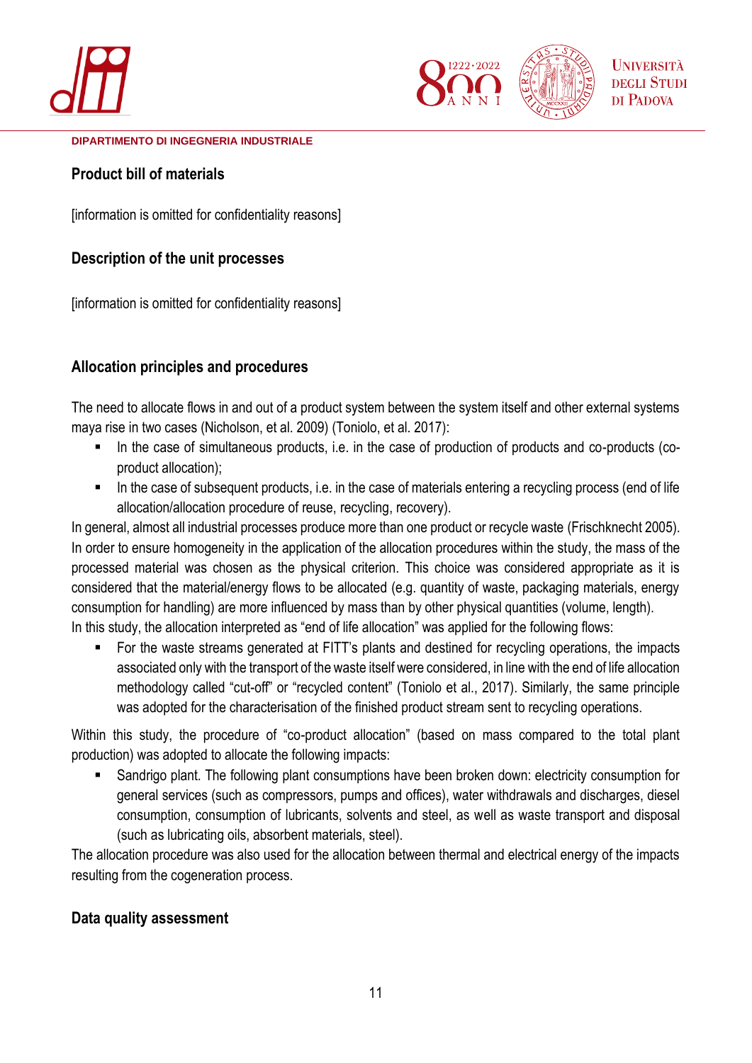## Product bill of materials

[information is omitted for confidentiality reasons]

## Description of the unit processes

[information is omitted for confidentiality reasons]

## Allocation principles and procedures

The need to allocate flows in and out of a product system between the system itself and other external systems maya rise in two cases (Nicholson, et al. 2009) (Toniolo, et al. 2017):

- In the case of simultaneous products, i.e. in the case of production of products and co-products (co-product allocation);
- In the case of subsequent products, i.e. in the case of materials entering a recycling process (end of life allocation/allocation procedure of reuse, recycling, recovery).

In general, almost all industrial processes produce more than one product or recycle waste (Frischknecht 2005). In order to ensure homogeneity in the application of the allocation procedures within the study, the mass of the processed material was chosen as the physical criterion. This choice was considered appropriate as it is considered that the material/energy flows to be allocated (e.g. quantity of waste, packaging materials, energy consumption for handling) are more influenced by mass than by other physical quantities (volume, length).

In this study, the allocation interpreted as "end of life allocation" was applied for the following flows:

- For the waste streams generated at FITT's plants and destined for recycling operations, the impacts associated only with the transport of the waste itself were considered, in line with the end of life allocation methodology called "cut-off" or "recycled content" (Toniolo et al., 2017). Similarly, the same principle was adopted for the characterisation of the finished product stream sent to recycling operations.

Within this study, the procedure of "co-product allocation" (based on mass compared to the total plant production) was adopted to allocate the following impacts:

- Sandrigo plant. The following plant consumptions have been broken down: electricity consumption for general services (such as compressors, pumps and offices), water withdrawals and discharges, diesel consumption, consumption of lubricants, solvents and steel, as well as waste transport and disposal (such as lubricating oils, absorbent materials, steel).

The allocation procedure was also used for the allocation between thermal and electrical energy of the impacts resulting from the cogeneration process.

## Data quality assessment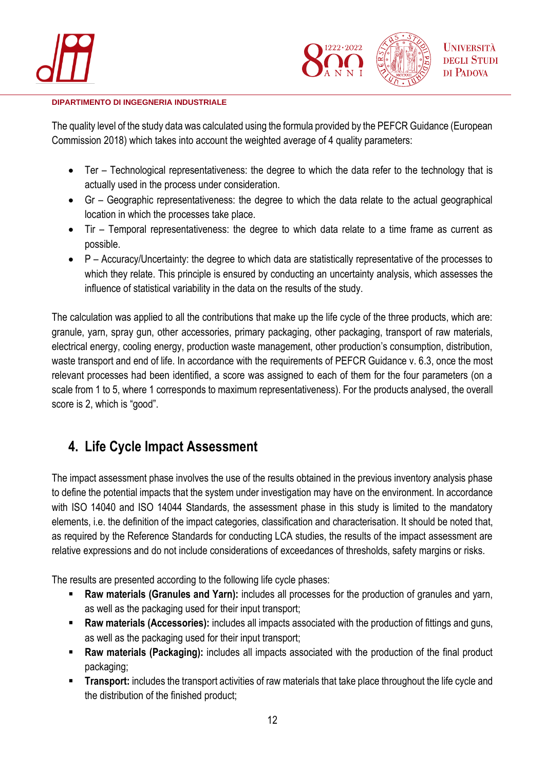The quality level of the study data was calculated using the formula provided by the PEFCR Guidance (European Commission 2018) which takes into account the weighted average of 4 quality parameters:

- Ter – Technological representativeness: the degree to which the data refer to the technology that is actually used in the process under consideration.
- Gr – Geographic representativeness: the degree to which the data relate to the actual geographical location in which the processes take place.
- Tir – Temporal representativeness: the degree to which data relate to a time frame as current as possible.
- P – Accuracy/Uncertainty: the degree to which data are statistically representative of the processes to which they relate. This principle is ensured by conducting an uncertainty analysis, which assesses the influence of statistical variability in the data on the results of the study.

The calculation was applied to all the contributions that make up the life cycle of the three products, which are: granule, yarn, spray gun, other accessories, primary packaging, other packaging, transport of raw materials, electrical energy, cooling energy, production waste management, other production's consumption, distribution, waste transport and end of life. In accordance with the requirements of PEFCR Guidance v. 6.3, once the most relevant processes had been identified, a score was assigned to each of them for the four parameters (on a scale from 1 to 5, where 1 corresponds to maximum representativeness). For the products analysed, the overall score is 2, which is "good".

## 4. Life Cycle Impact Assessment

The impact assessment phase involves the use of the results obtained in the previous inventory analysis phase to define the potential impacts that the system under investigation may have on the environment. In accordance with ISO 14040 and ISO 14044 Standards, the assessment phase in this study is limited to the mandatory elements, i.e. the definition of the impact categories, classification and characterisation. It should be noted that, as required by the Reference Standards for conducting LCA studies, the results of the impact assessment are relative expressions and do not include considerations of exceedances of thresholds, safety margins or risks.

The results are presented according to the following life cycle phases:

- **Raw materials (Granules and Yarn):** includes all processes for the production of granules and yarn, as well as the packaging used for their input transport;
- **Raw materials (Accessories):** includes all impacts associated with the production of fittings and guns, as well as the packaging used for their input transport;
- **Raw materials (Packaging):** includes all impacts associated with the production of the final product packaging;
- **Transport:** includes the transport activities of raw materials that take place throughout the life cycle and the distribution of the finished product;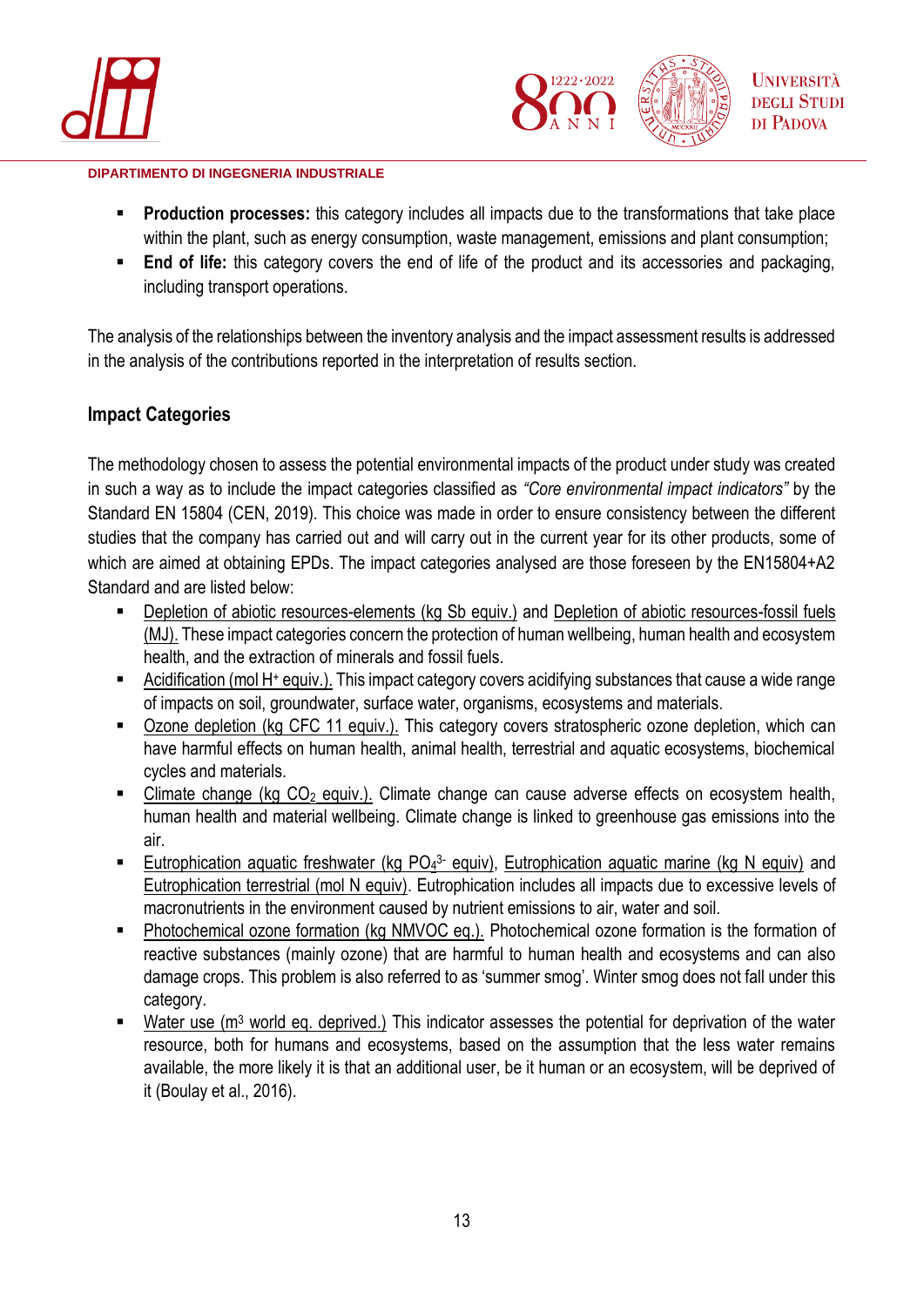- **Production processes:** this category includes all impacts due to the transformations that take place within the plant, such as energy consumption, waste management, emissions and plant consumption;
- **End of life:** this category covers the end of life of the product and its accessories and packaging, including transport operations.

The analysis of the relationships between the inventory analysis and the impact assessment results is addressed in the analysis of the contributions reported in the interpretation of results section.

### Impact Categories

The methodology chosen to assess the potential environmental impacts of the product under study was created in such a way as to include the impact categories classified as *"Core environmental impact indicators"* by the Standard EN 15804 (CEN, 2019). This choice was made in order to ensure consistency between the different studies that the company has carried out and will carry out in the current year for its other products, some of which are aimed at obtaining EPDs. The impact categories analysed are those foreseen by the EN15804+A2 Standard and are listed below:

- Depletion of abiotic resources-elements (kg Sb equiv.) and Depletion of abiotic resources-fossil fuels (MJ). These impact categories concern the protection of human wellbeing, human health and ecosystem health, and the extraction of minerals and fossil fuels.
- Acidification (mol $H^+$ equiv.). This impact category covers acidifying substances that cause a wide range of impacts on soil, groundwater, surface water, organisms, ecosystems and materials.
- Ozone depletion (kg CFC 11 equiv.). This category covers stratospheric ozone depletion, which can have harmful effects on human health, animal health, terrestrial and aquatic ecosystems, biochemical cycles and materials.
- Climate change (kg $CO_2$ equiv.). Climate change can cause adverse effects on ecosystem health, human health and material wellbeing. Climate change is linked to greenhouse gas emissions into the air.
- Eutrophication aquatic freshwater (kg $PO_4^{3-}$ equiv), Eutrophication aquatic marine (kg N equiv) and Eutrophication terrestrial (mol N equiv). Eutrophication includes all impacts due to excessive levels of macronutrients in the environment caused by nutrient emissions to air, water and soil.
- Photochemical ozone formation (kg NMVOC eq.). Photochemical ozone formation is the formation of reactive substances (mainly ozone) that are harmful to human health and ecosystems and can also damage crops. This problem is also referred to as 'summer smog'. Winter smog does not fall under this category.
- Water use ($m^3$ world eq. deprived.) This indicator assesses the potential for deprivation of the water resource, both for humans and ecosystems, based on the assumption that the less water remains available, the more likely it is that an additional user, be it human or an ecosystem, will be deprived of it (Boulay et al., 2016).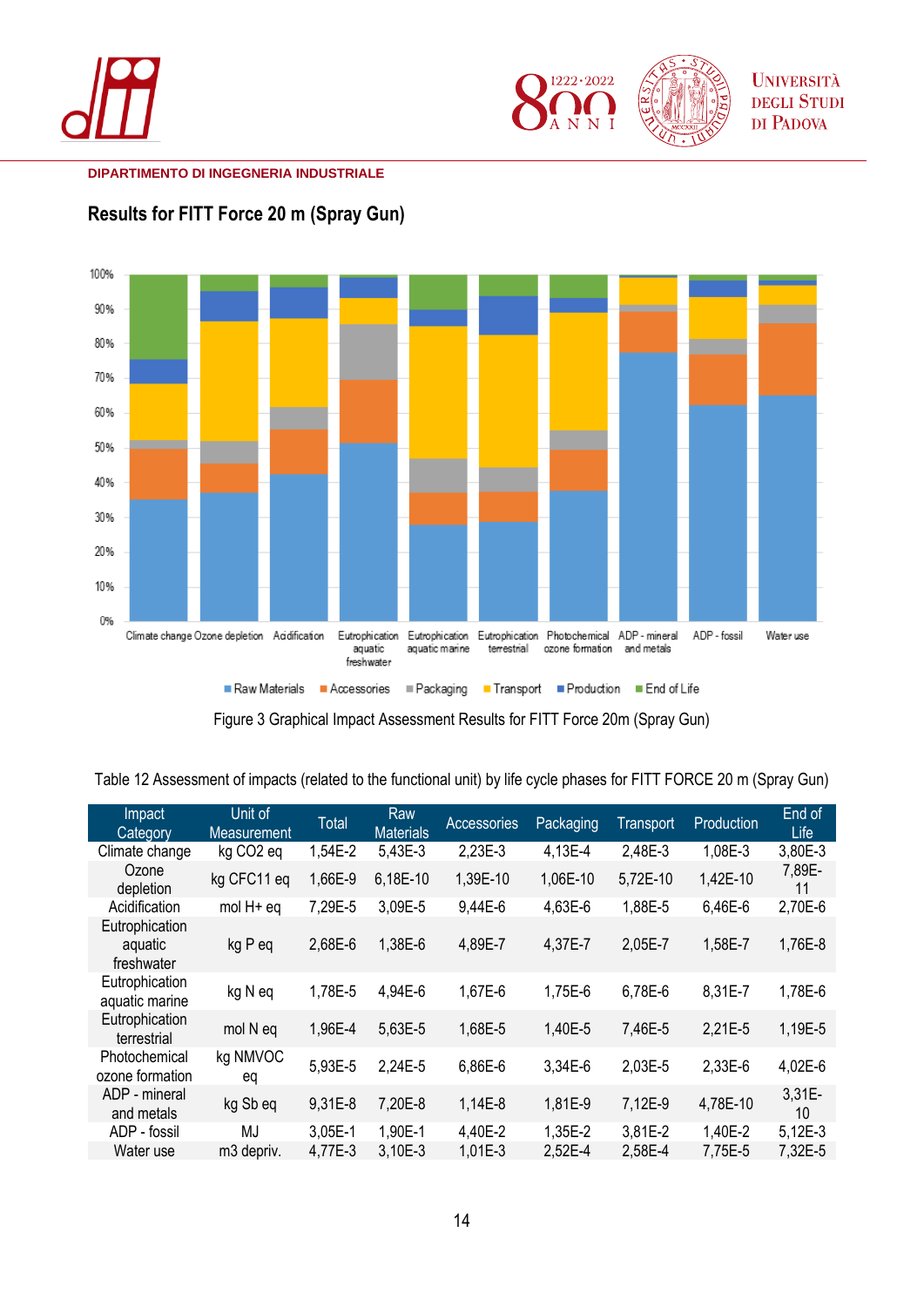DIPARTIMENTO DI INGEGNERIA INDUSTRIALE

## Results for FITT Force 20 m (Spray Gun)

Figure 3 Graphical Impact Assessment Results for FITT Force 20m (Spray Gun)

Table 12 Assessment of impacts (related to the functional unit) by life cycle phases for FITT FORCE 20 m (Spray Gun)

| Impact Category | Unit of Measurement | Total | Raw Materials | Accessories | Packaging | Transport | Production | End of Life |
|---|---|---|---|---|---|---|---|---|
| Climate change | kg CO2 eq | 1,54E-2 | 5,43E-3 | 2,23E-3 | 4,13E-4 | 2,48E-3 | 1,08E-3 | 3,80E-3 |
| Ozone depletion | kg CFC11 eq | 1,66E-9 | 6,18E-10 | 1,39E-10 | 1,06E-10 | 5,72E-10 | 1,42E-10 | 7,89E-11 |
| Acidification | mol H+ eq | 7,29E-5 | 3,09E-5 | 9,44E-6 | 4,63E-6 | 1,88E-5 | 6,46E-6 | 2,70E-6 |
| Eutrophication aquatic freshwater | kg P eq | 2,68E-6 | 1,38E-6 | 4,89E-7 | 4,37E-7 | 2,05E-7 | 1,58E-7 | 1,76E-8 |
| Eutrophication aquatic marine | kg N eq | 1,78E-5 | 4,94E-6 | 1,67E-6 | 1,75E-6 | 6,78E-6 | 8,31E-7 | 1,78E-6 |
| Eutrophication terrestrial | mol N eq | 1,96E-4 | 5,63E-5 | 1,68E-5 | 1,40E-5 | 7,46E-5 | 2,21E-5 | 1,19E-5 |
| Photochemical ozone formation | kg NMVOC eq | 5,93E-5 | 2,24E-5 | 6,86E-6 | 3,34E-6 | 2,03E-5 | 2,33E-6 | 4,02E-6 |
| ADP - mineral and metals | kg Sb eq | 9,31E-8 | 7,20E-8 | 1,14E-8 | 1,81E-9 | 7,12E-9 | 4,78E-10 | 3,31E-10 |
| ADP - fossil | MJ | 3,05E-1 | 1,90E-1 | 4,40E-2 | 1,35E-2 | 3,81E-2 | 1,40E-2 | 5,12E-3 |
| Water use | m3 depriv. | 4,77E-3 | 3,10E-3 | 1,01E-3 | 2,52E-4 | 2,58E-4 | 7,75E-5 | 7,32E-5 |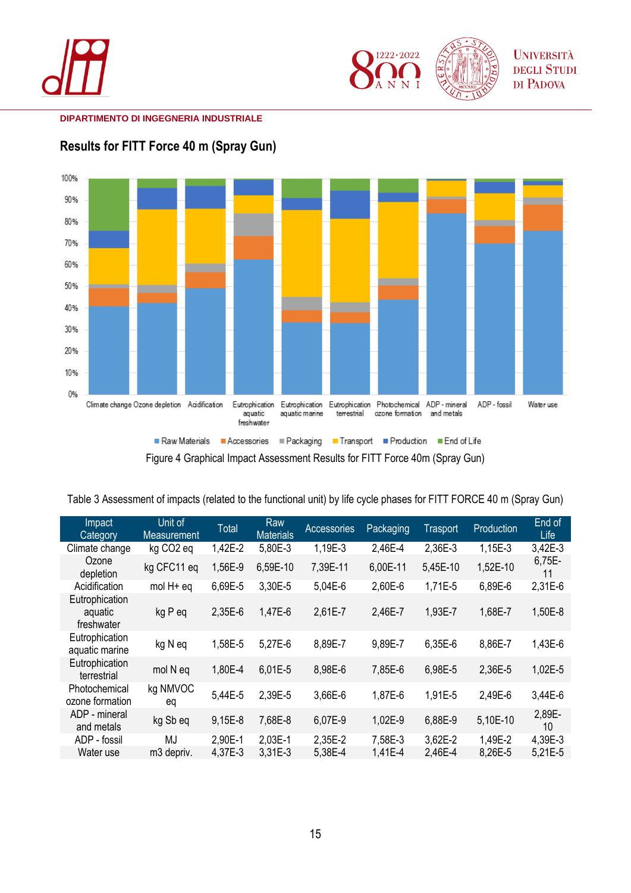DIPARTIMENTO DI INGEGNERIA INDUSTRIALE

## Results for FITT Force 40 m (Spray Gun)

Figure 4 Graphical Impact Assessment Results for FITT Force 40m (Spray Gun)

Table 3 Assessment of impacts (related to the functional unit) by life cycle phases for FITT FORCE 40 m (Spray Gun)

| Impact Category | Unit of Measurement | Total | Raw Materials | Accessories | Packaging | Trasport | Production | End of Life |
|---|---|---|---|---|---|---|---|---|
| Climate change | kg CO2 eq | 1,42E-2 | 5,80E-3 | 1,19E-3 | 2,46E-4 | 2,36E-3 | 1,15E-3 | 3,42E-3 |
| Ozone depletion | kg CFC11 eq | 1,56E-9 | 6,59E-10 | 7,39E-11 | 6,00E-11 | 5,45E-10 | 1,52E-10 | 6,75E-11 |
| Acidification | mol H+ eq | 6,69E-5 | 3,30E-5 | 5,04E-6 | 2,60E-6 | 1,71E-5 | 6,89E-6 | 2,31E-6 |
| Eutrophication aquatic freshwater | kg P eq | 2,35E-6 | 1,47E-6 | 2,61E-7 | 2,46E-7 | 1,93E-7 | 1,68E-7 | 1,50E-8 |
| Eutrophication aquatic marine | kg N eq | 1,58E-5 | 5,27E-6 | 8,89E-7 | 9,89E-7 | 6,35E-6 | 8,86E-7 | 1,43E-6 |
| Eutrophication terrestrial | mol N eq | 1,80E-4 | 6,01E-5 | 8,98E-6 | 7,85E-6 | 6,98E-5 | 2,36E-5 | 1,02E-5 |
| Photochemical ozone formation | kg NMVOC eq | 5,44E-5 | 2,39E-5 | 3,66E-6 | 1,87E-6 | 1,91E-5 | 2,49E-6 | 3,44E-6 |
| ADP - mineral and metals | kg Sb eq | 9,15E-8 | 7,68E-8 | 6,07E-9 | 1,02E-9 | 6,88E-9 | 5,10E-10 | 2,89E-10 |
| ADP - fossil | MJ | 2,90E-1 | 2,03E-1 | 2,35E-2 | 7,58E-3 | 3,62E-2 | 1,49E-2 | 4,39E-3 |
| Water use | m3 depriv. | 4,37E-3 | 3,31E-3 | 5,38E-4 | 1,41E-4 | 2,46E-4 | 8,26E-5 | 5,21E-5 |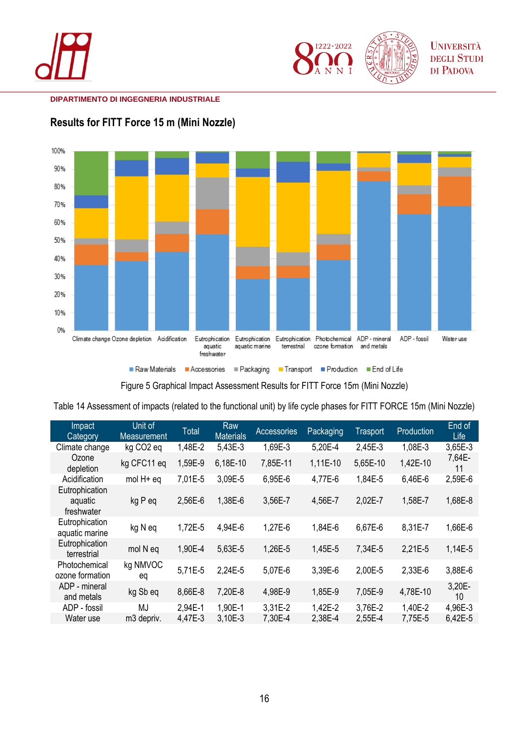DIPARTIMENTO DI INGEGNERIA INDUSTRIALE

## Results for FITT Force 15 m (Mini Nozzle)

Figure 5 Graphical Impact Assessment Results for FITT Force 15m (Mini Nozzle)

Table 14 Assessment of impacts (related to the functional unit) by life cycle phases for FITT FORCE 15m (Mini Nozzle)

| Impact Category | Unit of Measurement | Total | Raw Materials | Accessories | Packaging | Trasport | Production | End of Life |
|---|---|---|---|---|---|---|---|---|
| Climate change | kg CO2 eq | 1,48E-2 | 5,43E-3 | 1,69E-3 | 5,20E-4 | 2,45E-3 | 1,08E-3 | 3,65E-3 |
| Ozone depletion | kg CFC11 eq | 1,59E-9 | 6,18E-10 | 7,85E-11 | 1,11E-10 | 5,65E-10 | 1,42E-10 | 7,64E-11 |
| Acidification | mol H+ eq | 7,01E-5 | 3,09E-5 | 6,95E-6 | 4,77E-6 | 1,84E-5 | 6,46E-6 | 2,59E-6 |
| Eutrophication aquatic freshwater | kg P eq | 2,56E-6 | 1,38E-6 | 3,56E-7 | 4,56E-7 | 2,02E-7 | 1,58E-7 | 1,68E-8 |
| Eutrophication aquatic marine | kg N eq | 1,72E-5 | 4,94E-6 | 1,27E-6 | 1,84E-6 | 6,67E-6 | 8,31E-7 | 1,66E-6 |
| Eutrophication terrestrial | mol N eq | 1,90E-4 | 5,63E-5 | 1,26E-5 | 1,45E-5 | 7,34E-5 | 2,21E-5 | 1,14E-5 |
| Photochemical ozone formation | kg NMVOC eq | 5,71E-5 | 2,24E-5 | 5,07E-6 | 3,39E-6 | 2,00E-5 | 2,33E-6 | 3,88E-6 |
| ADP - mineral and metals | kg Sb eq | 8,66E-8 | 7,20E-8 | 4,98E-9 | 1,85E-9 | 7,05E-9 | 4,78E-10 | 3,20E-10 |
| ADP - fossil | MJ | 2,94E-1 | 1,90E-1 | 3,31E-2 | 1,42E-2 | 3,76E-2 | 1,40E-2 | 4,96E-3 |
| Water use | m3 depriv. | 4,47E-3 | 3,10E-3 | 7,30E-4 | 2,38E-4 | 2,55E-4 | 7,75E-5 | 6,42E-5 |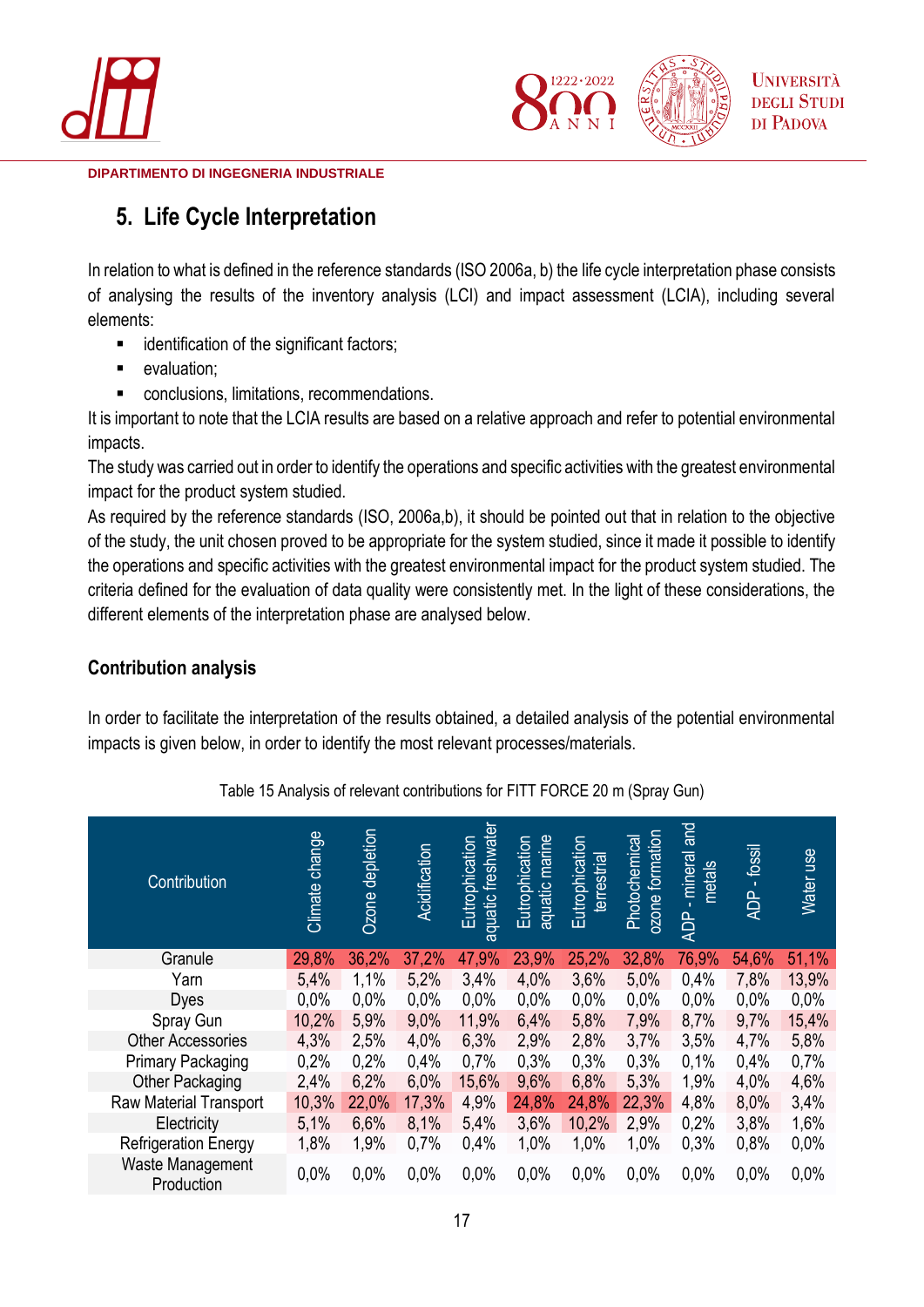DIPARTIMENTO DI INGEGNERIA INDUSTRIALE

## 5. Life Cycle Interpretation

In relation to what is defined in the reference standards (ISO 2006a, b) the life cycle interpretation phase consists of analysing the results of the inventory analysis (LCI) and impact assessment (LCIA), including several elements:

- identification of the significant factors;
- evaluation;
- conclusions, limitations, recommendations.

It is important to note that the LCIA results are based on a relative approach and refer to potential environmental impacts.

The study was carried out in order to identify the operations and specific activities with the greatest environmental impact for the product system studied.

As required by the reference standards (ISO, 2006a,b), it should be pointed out that in relation to the objective of the study, the unit chosen proved to be appropriate for the system studied, since it made it possible to identify the operations and specific activities with the greatest environmental impact for the product system studied. The criteria defined for the evaluation of data quality were consistently met. In the light of these considerations, the different elements of the interpretation phase are analysed below.

### Contribution analysis

In order to facilitate the interpretation of the results obtained, a detailed analysis of the potential environmental impacts is given below, in order to identify the most relevant processes/materials.

Table 15 Analysis of relevant contributions for FITT FORCE 20 m (Spray Gun)

| Contribution | Climate change | Ozone depletion | Acidification | Eutrophication aquatic freshwater | Eutrophication aquatic marine | Eutrophication terrestrial | Photochemical ozone formation | ADP - mineral and metals | ADP - fossil | Water use |
|---|---|---|---|---|---|---|---|---|---|---|
| Granule | 29,8% | 36,2% | 37,2% | 47,9% | 23,9% | 25,2% | 32,8% | 76,9% | 54,6% | 51,1% |
| Yarn | 5,4% | 1,1% | 5,2% | 3,4% | 4,0% | 3,6% | 5,0% | 0,4% | 7,8% | 13,9% |
| Dyes | 0,0% | 0,0% | 0,0% | 0,0% | 0,0% | 0,0% | 0,0% | 0,0% | 0,0% | 0,0% |
| Spray Gun | 10,2% | 5,9% | 9,0% | 11,9% | 6,4% | 5,8% | 7,9% | 8,7% | 9,7% | 15,4% |
| Other Accessories | 4,3% | 2,5% | 4,0% | 6,3% | 2,9% | 2,8% | 3,7% | 3,5% | 4,7% | 5,8% |
| Primary Packaging | 0,2% | 0,2% | 0,4% | 0,7% | 0,3% | 0,3% | 0,3% | 0,1% | 0,4% | 0,7% |
| Other Packaging | 2,4% | 6,2% | 6,0% | 15,6% | 9,6% | 6,8% | 5,3% | 1,9% | 4,0% | 4,6% |
| Raw Material Transport | 10,3% | 22,0% | 17,3% | 4,9% | 24,8% | 24,8% | 22,3% | 4,8% | 8,0% | 3,4% |
| Electricity | 5,1% | 6,6% | 8,1% | 5,4% | 3,6% | 10,2% | 2,9% | 0,2% | 3,8% | 1,6% |
| Refrigeration Energy | 1,8% | 1,9% | 0,7% | 0,4% | 1,0% | 1,0% | 1,0% | 0,3% | 0,8% | 0,0% |
| Waste Management Production | 0,0% | 0,0% | 0,0% | 0,0% | 0,0% | 0,0% | 0,0% | 0,0% | 0,0% | 0,0% |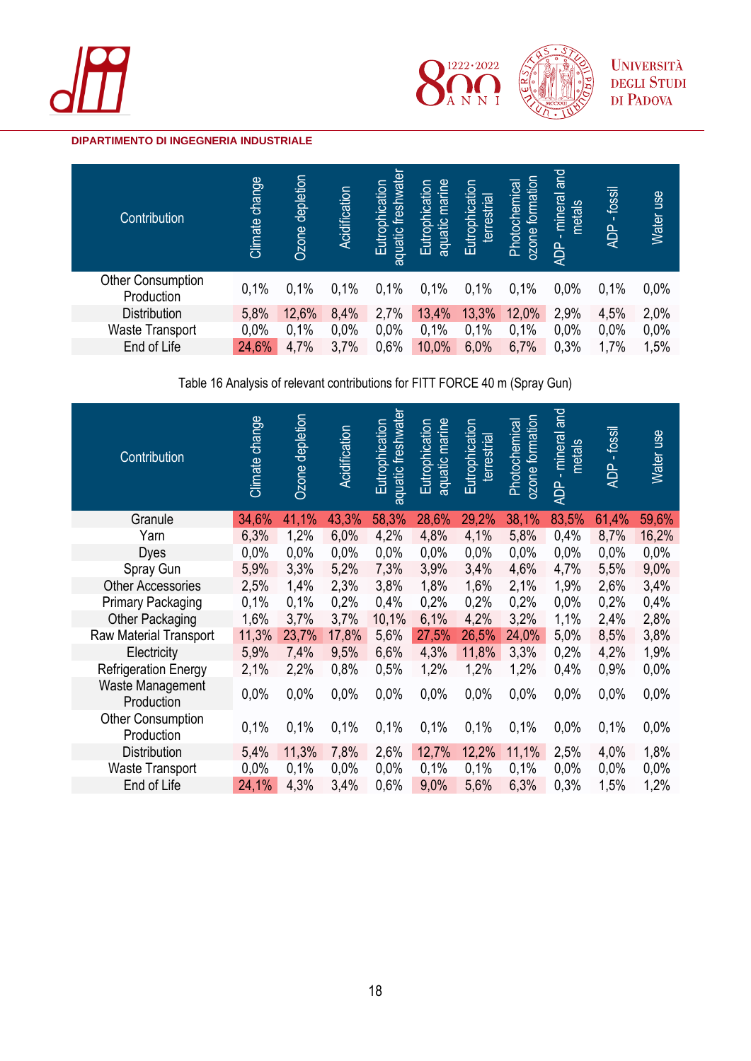**DIPARTIMENTO DI INGEGNERIA INDUSTRIALE**

| Contribution | Climate change | Ozone depletion | Acidification | Eutrophication aquatic freshwater | Eutrophication aquatic marine | Eutrophication terrestrial | Photochemical ozone formation | ADP - mineral and metals | ADP - fossil | Water use |
|---|---|---|---|---|---|---|---|---|---|---|
| Other Consumption Production | 0,1% | 0,1% | 0,1% | 0,1% | 0,1% | 0,1% | 0,1% | 0,0% | 0,1% | 0,0% |
| Distribution | 5,8% | 12,6% | 8,4% | 2,7% | 13,4% | 13,3% | 12,0% | 2,9% | 4,5% | 2,0% |
| Waste Transport | 0,0% | 0,1% | 0,0% | 0,0% | 0,1% | 0,1% | 0,1% | 0,0% | 0,0% | 0,0% |
| End of Life | 24,6% | 4,7% | 3,7% | 0,6% | 10,0% | 6,0% | 6,7% | 0,3% | 1,7% | 1,5% |

Table 16 Analysis of relevant contributions for FITT FORCE 40 m (Spray Gun)

| Contribution | Climate change | Ozone depletion | Acidification | Eutrophication aquatic freshwater | Eutrophication aquatic marine | Eutrophication terrestrial | Photochemical ozone formation | ADP - mineral and metals | ADP - fossil | Water use |
|---|---|---|---|---|---|---|---|---|---|---|
| Granule | 34,6% | 41,1% | 43,3% | 58,3% | 28,6% | 29,2% | 38,1% | 83,5% | 61,4% | 59,6% |
| Yarn | 6,3% | 1,2% | 6,0% | 4,2% | 4,8% | 4,1% | 5,8% | 0,4% | 8,7% | 16,2% |
| Dyes | 0,0% | 0,0% | 0,0% | 0,0% | 0,0% | 0,0% | 0,0% | 0,0% | 0,0% | 0,0% |
| Spray Gun | 5,9% | 3,3% | 5,2% | 7,3% | 3,9% | 3,4% | 4,6% | 4,7% | 5,5% | 9,0% |
| Other Accessories | 2,5% | 1,4% | 2,3% | 3,8% | 1,8% | 1,6% | 2,1% | 1,9% | 2,6% | 3,4% |
| Primary Packaging | 0,1% | 0,1% | 0,2% | 0,4% | 0,2% | 0,2% | 0,2% | 0,0% | 0,2% | 0,4% |
| Other Packaging | 1,6% | 3,7% | 3,7% | 10,1% | 6,1% | 4,2% | 3,2% | 1,1% | 2,4% | 2,8% |
| Raw Material Transport | 11,3% | 23,7% | 17,8% | 5,6% | 27,5% | 26,5% | 24,0% | 5,0% | 8,5% | 3,8% |
| Electricity | 5,9% | 7,4% | 9,5% | 6,6% | 4,3% | 11,8% | 3,3% | 0,2% | 4,2% | 1,9% |
| Refrigeration Energy | 2,1% | 2,2% | 0,8% | 0,5% | 1,2% | 1,2% | 1,2% | 0,4% | 0,9% | 0,0% |
| Waste Management Production | 0,0% | 0,0% | 0,0% | 0,0% | 0,0% | 0,0% | 0,0% | 0,0% | 0,0% | 0,0% |
| Other Consumption Production | 0,1% | 0,1% | 0,1% | 0,1% | 0,1% | 0,1% | 0,1% | 0,0% | 0,1% | 0,0% |
| Distribution | 5,4% | 11,3% | 7,8% | 2,6% | 12,7% | 12,2% | 11,1% | 2,5% | 4,0% | 1,8% |
| Waste Transport | 0,0% | 0,1% | 0,0% | 0,0% | 0,1% | 0,1% | 0,1% | 0,0% | 0,0% | 0,0% |
| End of Life | 24,1% | 4,3% | 3,4% | 0,6% | 9,0% | 5,6% | 6,3% | 0,3% | 1,5% | 1,2% |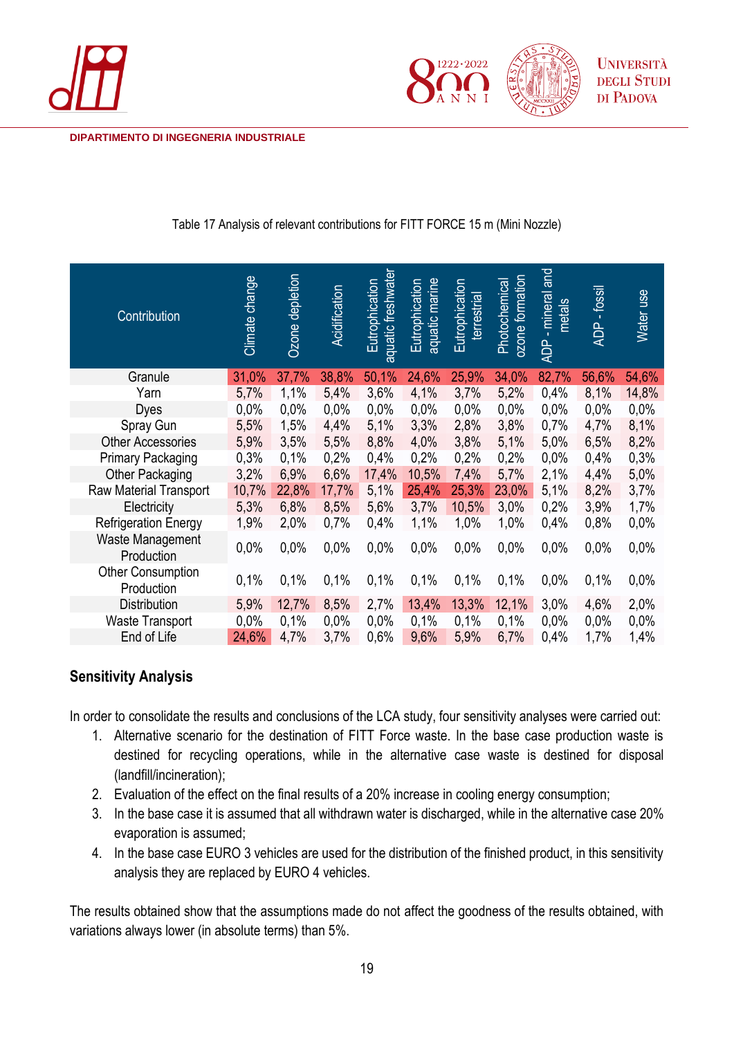Table 17 Analysis of relevant contributions for FITT FORCE 15 m (Mini Nozzle)

| Contribution | Climate change | Ozone depletion | Acidification | Eutrophication aquatic freshwater | Eutrophication aquatic marine | Eutrophication terrestrial | Photochemical ozone formation | ADP - mineral and metals | ADP - fossil | Water use |
|---|---|---|---|---|---|---|---|---|---|---|
| Granule | 31,0% | 37,7% | 38,8% | 50,1% | 24,6% | 25,9% | 34,0% | 82,7% | 56,6% | 54,6% |
| Yarn | 5,7% | 1,1% | 5,4% | 3,6% | 4,1% | 3,7% | 5,2% | 0,4% | 8,1% | 14,8% |
| Dyes | 0,0% | 0,0% | 0,0% | 0,0% | 0,0% | 0,0% | 0,0% | 0,0% | 0,0% | 0,0% |
| Spray Gun | 5,5% | 1,5% | 4,4% | 5,1% | 3,3% | 2,8% | 3,8% | 0,7% | 4,7% | 8,1% |
| Other Accessories | 5,9% | 3,5% | 5,5% | 8,8% | 4,0% | 3,8% | 5,1% | 5,0% | 6,5% | 8,2% |
| Primary Packaging | 0,3% | 0,1% | 0,2% | 0,4% | 0,2% | 0,2% | 0,2% | 0,0% | 0,4% | 0,3% |
| Other Packaging | 3,2% | 6,9% | 6,6% | 17,4% | 10,5% | 7,4% | 5,7% | 2,1% | 4,4% | 5,0% |
| Raw Material Transport | 10,7% | 22,8% | 17,7% | 5,1% | 25,4% | 25,3% | 23,0% | 5,1% | 8,2% | 3,7% |
| Electricity | 5,3% | 6,8% | 8,5% | 5,6% | 3,7% | 10,5% | 3,0% | 0,2% | 3,9% | 1,7% |
| Refrigeration Energy | 1,9% | 2,0% | 0,7% | 0,4% | 1,1% | 1,0% | 1,0% | 0,4% | 0,8% | 0,0% |
| Waste Management Production | 0,0% | 0,0% | 0,0% | 0,0% | 0,0% | 0,0% | 0,0% | 0,0% | 0,0% | 0,0% |
| Other Consumption Production | 0,1% | 0,1% | 0,1% | 0,1% | 0,1% | 0,1% | 0,1% | 0,0% | 0,1% | 0,0% |
| Distribution | 5,9% | 12,7% | 8,5% | 2,7% | 13,4% | 13,3% | 12,1% | 3,0% | 4,6% | 2,0% |
| Waste Transport | 0,0% | 0,1% | 0,0% | 0,0% | 0,1% | 0,1% | 0,1% | 0,0% | 0,0% | 0,0% |
| End of Life | 24,6% | 4,7% | 3,7% | 0,6% | 9,6% | 5,9% | 6,7% | 0,4% | 1,7% | 1,4% |

## Sensitivity Analysis

In order to consolidate the results and conclusions of the LCA study, four sensitivity analyses were carried out:

1. Alternative scenario for the destination of FITT Force waste. In the base case production waste is destined for recycling operations, while in the alternative case waste is destined for disposal (landfill/incineration);
2. Evaluation of the effect on the final results of a 20% increase in cooling energy consumption;
3. In the base case it is assumed that all withdrawn water is discharged, while in the alternative case 20% evaporation is assumed;
4. In the base case EURO 3 vehicles are used for the distribution of the finished product, in this sensitivity analysis they are replaced by EURO 4 vehicles.

The results obtained show that the assumptions made do not affect the goodness of the results obtained, with variations always lower (in absolute terms) than 5%.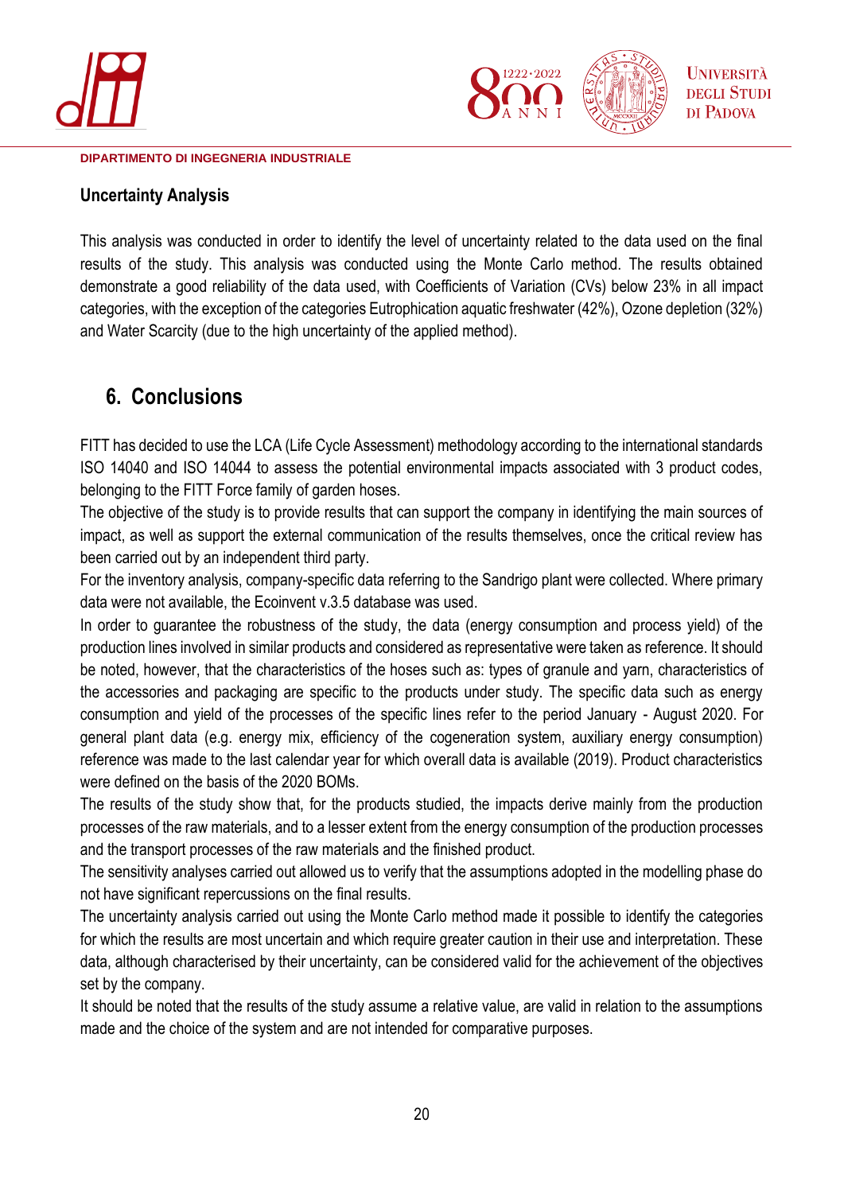### Uncertainty Analysis

This analysis was conducted in order to identify the level of uncertainty related to the data used on the final results of the study. This analysis was conducted using the Monte Carlo method. The results obtained demonstrate a good reliability of the data used, with Coefficients of Variation (CVs) below 23% in all impact categories, with the exception of the categories Eutrophication aquatic freshwater (42%), Ozone depletion (32%) and Water Scarcity (due to the high uncertainty of the applied method).

## 6. Conclusions

FITT has decided to use the LCA (Life Cycle Assessment) methodology according to the international standards ISO 14040 and ISO 14044 to assess the potential environmental impacts associated with 3 product codes, belonging to the FITT Force family of garden hoses.

The objective of the study is to provide results that can support the company in identifying the main sources of impact, as well as support the external communication of the results themselves, once the critical review has been carried out by an independent third party.

For the inventory analysis, company-specific data referring to the Sandrigo plant were collected. Where primary data were not available, the Ecoinvent v.3.5 database was used.

In order to guarantee the robustness of the study, the data (energy consumption and process yield) of the production lines involved in similar products and considered as representative were taken as reference. It should be noted, however, that the characteristics of the hoses such as: types of granule and yarn, characteristics of the accessories and packaging are specific to the products under study. The specific data such as energy consumption and yield of the processes of the specific lines refer to the period January - August 2020. For general plant data (e.g. energy mix, efficiency of the cogeneration system, auxiliary energy consumption) reference was made to the last calendar year for which overall data is available (2019). Product characteristics were defined on the basis of the 2020 BOMs.

The results of the study show that, for the products studied, the impacts derive mainly from the production processes of the raw materials, and to a lesser extent from the energy consumption of the production processes and the transport processes of the raw materials and the finished product.

The sensitivity analyses carried out allowed us to verify that the assumptions adopted in the modelling phase do not have significant repercussions on the final results.

The uncertainty analysis carried out using the Monte Carlo method made it possible to identify the categories for which the results are most uncertain and which require greater caution in their use and interpretation. These data, although characterised by their uncertainty, can be considered valid for the achievement of the objectives set by the company.

It should be noted that the results of the study assume a relative value, are valid in relation to the assumptions made and the choice of the system and are not intended for comparative purposes.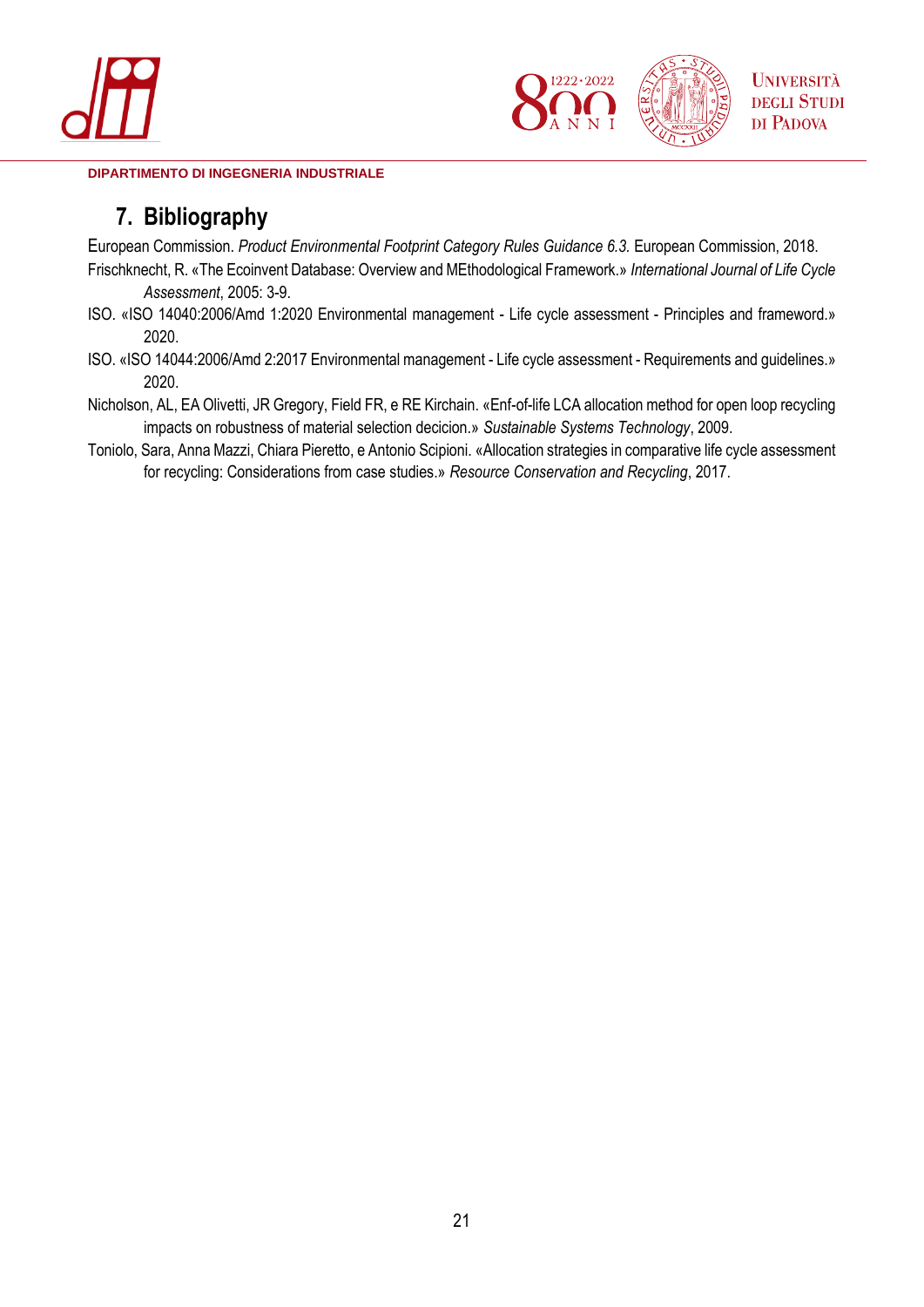## 7. Bibliography

European Commission. *Product Environmental Footprint Category Rules Guidance 6.3.* European Commission, 2018.

Frischknecht, R. «The Ecoinvent Database: Overview and MEthodological Framework.» *International Journal of Life Cycle Assessment*, 2005: 3-9.

ISO. «ISO 14040:2006/Amd 1:2020 Environmental management - Life cycle assessment - Principles and frameword.» 2020.

ISO. «ISO 14044:2006/Amd 2:2017 Environmental management - Life cycle assessment - Requirements and guidelines.» 2020.

Nicholson, AL, EA Olivetti, JR Gregory, Field FR, e RE Kirchain. «Enf-of-life LCA allocation method for open loop recycling impacts on robustness of material selection decicion.» *Sustainable Systems Technology*, 2009.

Toniolo, Sara, Anna Mazzi, Chiara Pieretto, e Antonio Scipioni. «Allocation strategies in comparative life cycle assessment for recycling: Considerations from case studies.» *Resource Conservation and Recycling*, 2017.